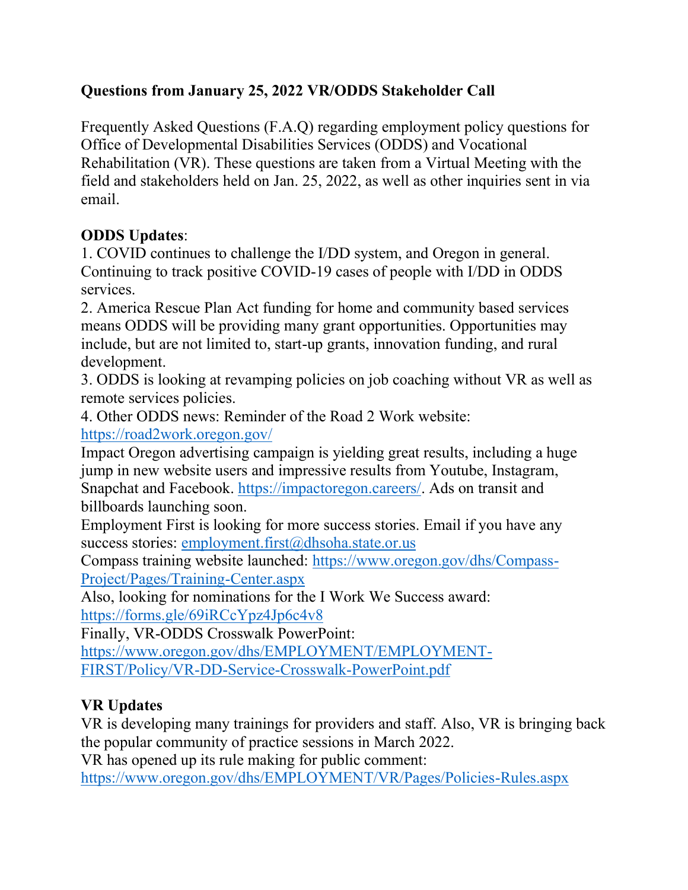## Questions from January 25, 2022 VR/ODDS Stakeholder Call

Frequently Asked Questions (F.A.Q) regarding employment policy questions for Office of Developmental Disabilities Services (ODDS) and Vocational Rehabilitation (VR). These questions are taken from a Virtual Meeting with the field and stakeholders held on Jan. 25, 2022, as well as other inquiries sent in via email.

**ODDS Updates**:

1. COVID continues to challenge the I/DD system, and Oregon in general. Continuing to track positive COVID-19 cases of people with I/DD in ODDS services.
2. America Rescue Plan Act funding for home and community based services means ODDS will be providing many grant opportunities. Opportunities may include, but are not limited to, start-up grants, innovation funding, and rural development.
3. ODDS is looking at revamping policies on job coaching without VR as well as remote services policies.
4. Other ODDS news: Reminder of the Road 2 Work website: https://road2work.oregon.gov/

Impact Oregon advertising campaign is yielding great results, including a huge jump in new website users and impressive results from Youtube, Instagram, Snapchat and Facebook. https://impactoregon.careers/. Ads on transit and billboards launching soon.

Employment First is looking for more success stories. Email if you have any success stories: employment.first@dhsoha.state.or.us

Compass training website launched: https://www.oregon.gov/dhs/Compass-Project/Pages/Training-Center.aspx

Also, looking for nominations for the I Work We Success award: https://forms.gle/69iRCcYpz4Jp6c4v8

Finally, VR-ODDS Crosswalk PowerPoint: https://www.oregon.gov/dhs/EMPLOYMENT/EMPLOYMENT-FIRST/Policy/VR-DD-Service-Crosswalk-PowerPoint.pdf

**VR Updates**

VR is developing many trainings for providers and staff. Also, VR is bringing back the popular community of practice sessions in March 2022.

VR has opened up its rule making for public comment: https://www.oregon.gov/dhs/EMPLOYMENT/VR/Pages/Policies-Rules.aspx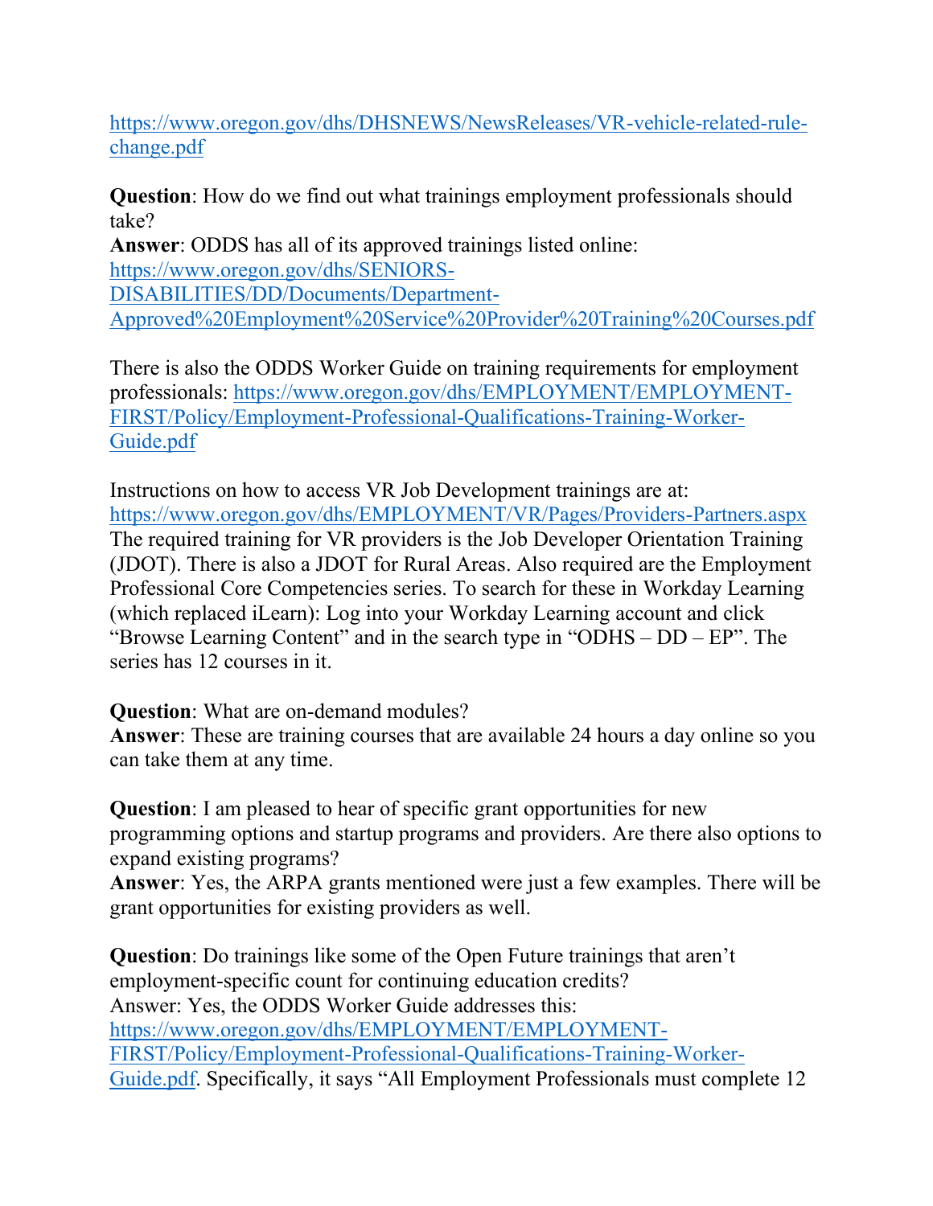https://www.oregon.gov/dhs/DHSNEWS/NewsReleases/VR-vehicle-related-rule-change.pdf

**Question**: How do we find out what trainings employment professionals should take?
**Answer**: ODDS has all of its approved trainings listed online: https://www.oregon.gov/dhs/SENIORS-DISABILITIES/DD/Documents/Department-Approved%20Employment%20Service%20Provider%20Training%20Courses.pdf

There is also the ODDS Worker Guide on training requirements for employment professionals: https://www.oregon.gov/dhs/EMPLOYMENT/EMPLOYMENT-FIRST/Policy/Employment-Professional-Qualifications-Training-Worker-Guide.pdf

Instructions on how to access VR Job Development trainings are at: https://www.oregon.gov/dhs/EMPLOYMENT/VR/Pages/Providers-Partners.aspx
The required training for VR providers is the Job Developer Orientation Training (JDOT). There is also a JDOT for Rural Areas. Also required are the Employment Professional Core Competencies series. To search for these in Workday Learning (which replaced iLearn): Log into your Workday Learning account and click "Browse Learning Content" and in the search type in "ODHS – DD – EP". The series has 12 courses in it.

**Question**: What are on-demand modules?
**Answer**: These are training courses that are available 24 hours a day online so you can take them at any time.

**Question**: I am pleased to hear of specific grant opportunities for new programming options and startup programs and providers. Are there also options to expand existing programs?
**Answer**: Yes, the ARPA grants mentioned were just a few examples. There will be grant opportunities for existing providers as well.

**Question**: Do trainings like some of the Open Future trainings that aren't employment-specific count for continuing education credits?
Answer: Yes, the ODDS Worker Guide addresses this: https://www.oregon.gov/dhs/EMPLOYMENT/EMPLOYMENT-FIRST/Policy/Employment-Professional-Qualifications-Training-Worker-Guide.pdf. Specifically, it says "All Employment Professionals must complete 12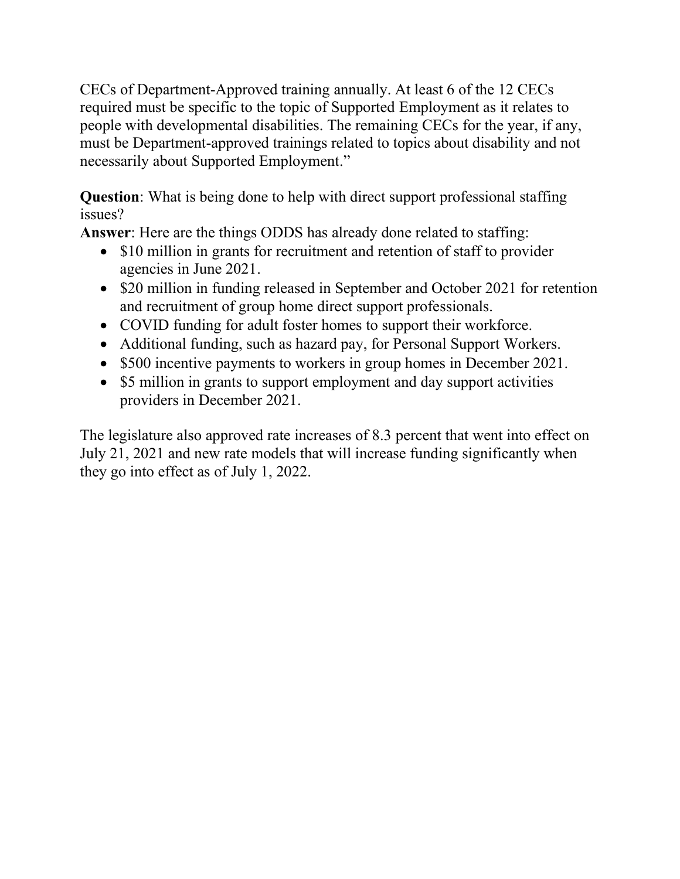CECs of Department-Approved training annually. At least 6 of the 12 CECs required must be specific to the topic of Supported Employment as it relates to people with developmental disabilities. The remaining CECs for the year, if any, must be Department-approved trainings related to topics about disability and not necessarily about Supported Employment."

**Question**: What is being done to help with direct support professional staffing issues?

**Answer**: Here are the things ODDS has already done related to staffing:

- $10 million in grants for recruitment and retention of staff to provider agencies in June 2021.
- $20 million in funding released in September and October 2021 for retention and recruitment of group home direct support professionals.
- COVID funding for adult foster homes to support their workforce.
- Additional funding, such as hazard pay, for Personal Support Workers.
- $500 incentive payments to workers in group homes in December 2021.
- $5 million in grants to support employment and day support activities providers in December 2021.

The legislature also approved rate increases of 8.3 percent that went into effect on July 21, 2021 and new rate models that will increase funding significantly when they go into effect as of July 1, 2022.